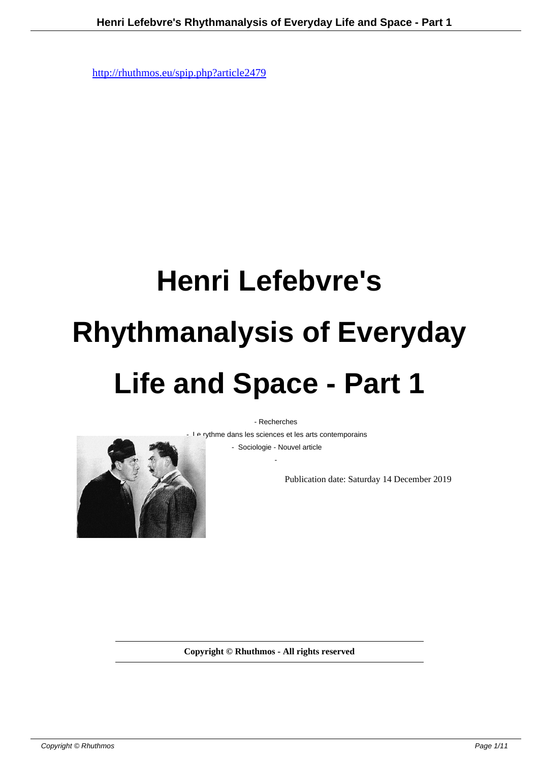http://rhuthmos.eu/spip.php?article2479

# Henri Lefebvre's Rhythmanalysis of Everyday Life and Space - Part 1

- Recherches
- Le rythme dans les sciences et les arts contemporains
- Sociologie - Nouvel article
-

Publication date: Saturday 14 December 2019

**Copyright © Rhuthmos - All rights reserved**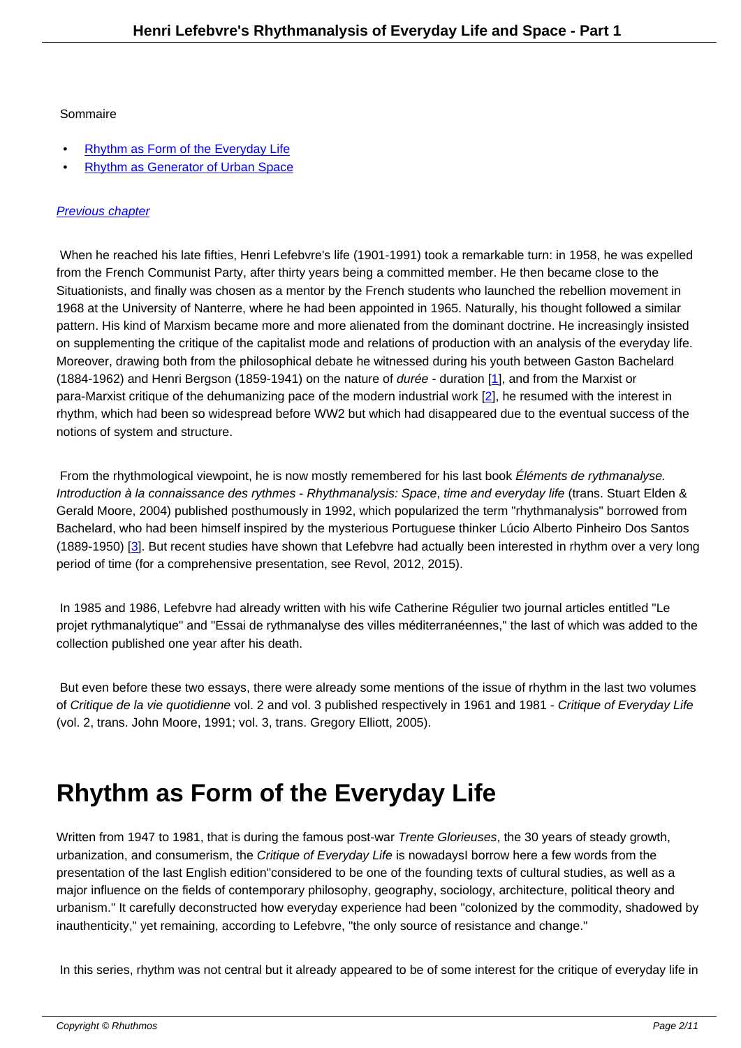Sommaire

- [Rhythm as Form of the Everyday Life]
- [Rhythm as Generator of Urban Space]

*Previous chapter*

When he reached his late fifties, Henri Lefebvre's life (1901-1991) took a remarkable turn: in 1958, he was expelled from the French Communist Party, after thirty years being a committed member. He then became close to the Situationists, and finally was chosen as a mentor by the French students who launched the rebellion movement in 1968 at the University of Nanterre, where he had been appointed in 1965. Naturally, his thought followed a similar pattern. His kind of Marxism became more and more alienated from the dominant doctrine. He increasingly insisted on supplementing the critique of the capitalist mode and relations of production with an analysis of the everyday life. Moreover, drawing both from the philosophical debate he witnessed during his youth between Gaston Bachelard (1884-1962) and Henri Bergson (1859-1941) on the nature of *durée* - duration [1], and from the Marxist or para-Marxist critique of the dehumanizing pace of the modern industrial work [2], he resumed with the interest in rhythm, which had been so widespread before WW2 but which had disappeared due to the eventual success of the notions of system and structure.

From the rhythmological viewpoint, he is now mostly remembered for his last book *Éléments de rythmanalyse. Introduction à la connaissance des rythmes* - *Rhythmanalysis: Space, time and everyday life* (trans. Stuart Elden & Gerald Moore, 2004) published posthumously in 1992, which popularized the term "rhythmanalysis" borrowed from Bachelard, who had been himself inspired by the mysterious Portuguese thinker Lúcio Alberto Pinheiro Dos Santos (1889-1950) [3]. But recent studies have shown that Lefebvre had actually been interested in rhythm over a very long period of time (for a comprehensive presentation, see Revol, 2012, 2015).

In 1985 and 1986, Lefebvre had already written with his wife Catherine Régulier two journal articles entitled "Le projet rythmanalytique" and "Essai de rythmanalyse des villes méditerranéennes," the last of which was added to the collection published one year after his death.

But even before these two essays, there were already some mentions of the issue of rhythm in the last two volumes of *Critique de la vie quotidienne* vol. 2 and vol. 3 published respectively in 1961 and 1981 - *Critique of Everyday Life* (vol. 2, trans. John Moore, 1991; vol. 3, trans. Gregory Elliott, 2005).

# Rhythm as Form of the Everyday Life

Written from 1947 to 1981, that is during the famous post-war *Trente Glorieuses*, the 30 years of steady growth, urbanization, and consumerism, the *Critique of Everyday Life* is nowadaysI borrow here a few words from the presentation of the last English edition"considered to be one of the founding texts of cultural studies, as well as a major influence on the fields of contemporary philosophy, geography, sociology, architecture, political theory and urbanism." It carefully deconstructed how everyday experience had been "colonized by the commodity, shadowed by inauthenticity," yet remaining, according to Lefebvre, "the only source of resistance and change."

In this series, rhythm was not central but it already appeared to be of some interest for the critique of everyday life in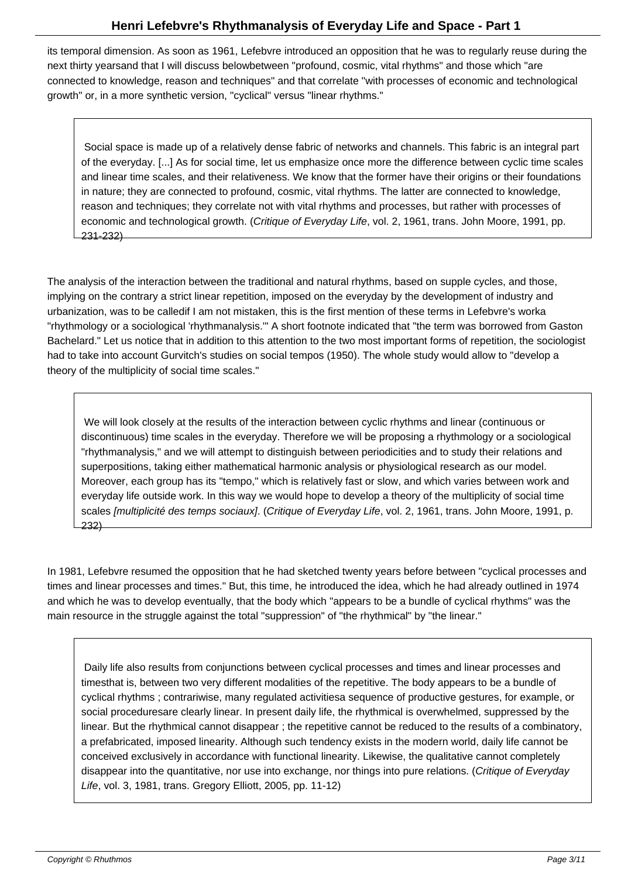its temporal dimension. As soon as 1961, Lefebvre introduced an opposition that he was to regularly reuse during the next thirty yearsand that I will discuss belowbetween "profound, cosmic, vital rhythms" and those which "are connected to knowledge, reason and techniques" and that correlate "with processes of economic and technological growth" or, in a more synthetic version, "cyclical" versus "linear rhythms."

> Social space is made up of a relatively dense fabric of networks and channels. This fabric is an integral part of the everyday. [...] As for social time, let us emphasize once more the difference between cyclic time scales and linear time scales, and their relativeness. We know that the former have their origins or their foundations in nature; they are connected to profound, cosmic, vital rhythms. The latter are connected to knowledge, reason and techniques; they correlate not with vital rhythms and processes, but rather with processes of economic and technological growth. (*Critique of Everyday Life*, vol. 2, 1961, trans. John Moore, 1991, pp. 231-232)

The analysis of the interaction between the traditional and natural rhythms, based on supple cycles, and those, implying on the contrary a strict linear repetition, imposed on the everyday by the development of industry and urbanization, was to be calledif I am not mistaken, this is the first mention of these terms in Lefebvre's worka "rhythmology or a sociological 'rhythmanalysis.'" A short footnote indicated that "the term was borrowed from Gaston Bachelard." Let us notice that in addition to this attention to the two most important forms of repetition, the sociologist had to take into account Gurvitch's studies on social tempos (1950). The whole study would allow to "develop a theory of the multiplicity of social time scales."

> We will look closely at the results of the interaction between cyclic rhythms and linear (continuous or discontinuous) time scales in the everyday. Therefore we will be proposing a rhythmology or a sociological "rhythmanalysis," and we will attempt to distinguish between periodicities and to study their relations and superpositions, taking either mathematical harmonic analysis or physiological research as our model. Moreover, each group has its "tempo," which is relatively fast or slow, and which varies between work and everyday life outside work. In this way we would hope to develop a theory of the multiplicity of social time scales *[multiplicité des temps sociaux]*. (*Critique of Everyday Life*, vol. 2, 1961, trans. John Moore, 1991, p. 232)

In 1981, Lefebvre resumed the opposition that he had sketched twenty years before between "cyclical processes and times and linear processes and times." But, this time, he introduced the idea, which he had already outlined in 1974 and which he was to develop eventually, that the body which "appears to be a bundle of cyclical rhythms" was the main resource in the struggle against the total "suppression" of "the rhythmical" by "the linear."

> Daily life also results from conjunctions between cyclical processes and times and linear processes and timesthat is, between two very different modalities of the repetitive. The body appears to be a bundle of cyclical rhythms ; contrariwise, many regulated activitiesa sequence of productive gestures, for example, or social proceduresare clearly linear. In present daily life, the rhythmical is overwhelmed, suppressed by the linear. But the rhythmical cannot disappear ; the repetitive cannot be reduced to the results of a combinatory, a prefabricated, imposed linearity. Although such tendency exists in the modern world, daily life cannot be conceived exclusively in accordance with functional linearity. Likewise, the qualitative cannot completely disappear into the quantitative, nor use into exchange, nor things into pure relations. (*Critique of Everyday Life*, vol. 3, 1981, trans. Gregory Elliott, 2005, pp. 11-12)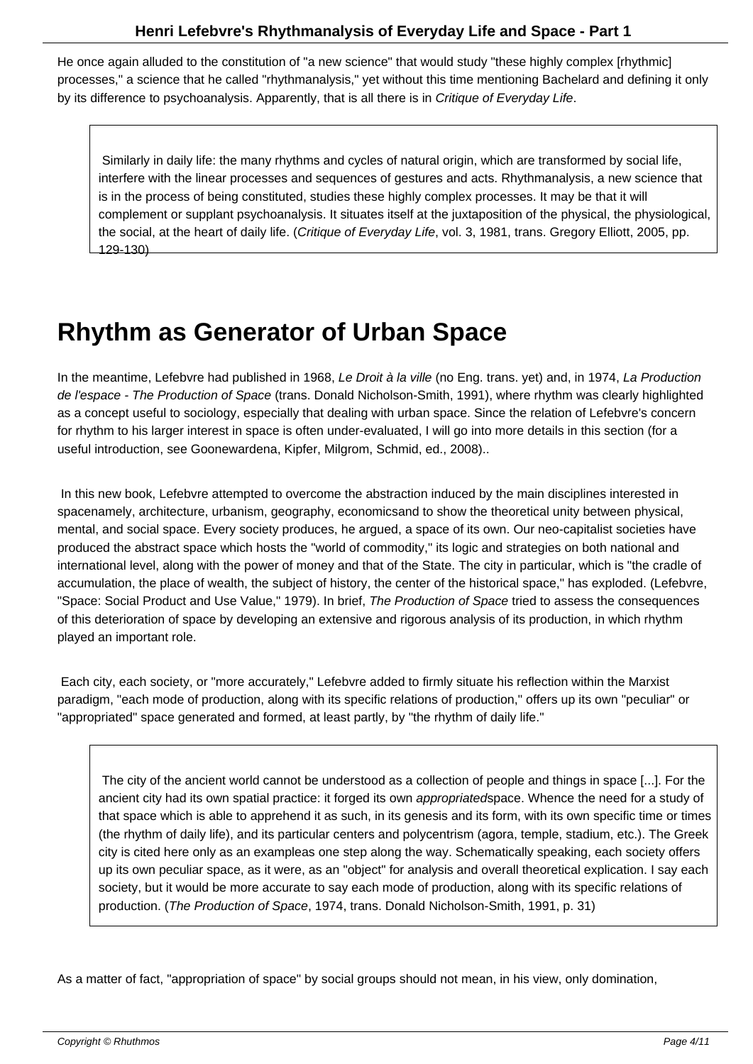He once again alluded to the constitution of "a new science" that would study "these highly complex [rhythmic] processes," a science that he called "rhythmanalysis," yet without this time mentioning Bachelard and defining it only by its difference to psychoanalysis. Apparently, that is all there is in *Critique of Everyday Life*.

> Similarly in daily life: the many rhythms and cycles of natural origin, which are transformed by social life, interfere with the linear processes and sequences of gestures and acts. Rhythmanalysis, a new science that is in the process of being constituted, studies these highly complex processes. It may be that it will complement or supplant psychoanalysis. It situates itself at the juxtaposition of the physical, the physiological, the social, at the heart of daily life. (*Critique of Everyday Life*, vol. 3, 1981, trans. Gregory Elliott, 2005, pp. 129-130)

# Rhythm as Generator of Urban Space

In the meantime, Lefebvre had published in 1968, *Le Droit à la ville* (no Eng. trans. yet) and, in 1974, *La Production de l'espace - The Production of Space* (trans. Donald Nicholson-Smith, 1991), where rhythm was clearly highlighted as a concept useful to sociology, especially that dealing with urban space. Since the relation of Lefebvre's concern for rhythm to his larger interest in space is often under-evaluated, I will go into more details in this section (for a useful introduction, see Goonewardena, Kipfer, Milgrom, Schmid, ed., 2008)..

In this new book, Lefebvre attempted to overcome the abstraction induced by the main disciplines interested in spacenamely, architecture, urbanism, geography, economicsand to show the theoretical unity between physical, mental, and social space. Every society produces, he argued, a space of its own. Our neo-capitalist societies have produced the abstract space which hosts the "world of commodity," its logic and strategies on both national and international level, along with the power of money and that of the State. The city in particular, which is "the cradle of accumulation, the place of wealth, the subject of history, the center of the historical space," has exploded. (Lefebvre, "Space: Social Product and Use Value," 1979). In brief, *The Production of Space* tried to assess the consequences of this deterioration of space by developing an extensive and rigorous analysis of its production, in which rhythm played an important role.

Each city, each society, or "more accurately," Lefebvre added to firmly situate his reflection within the Marxist paradigm, "each mode of production, along with its specific relations of production," offers up its own "peculiar" or "appropriated" space generated and formed, at least partly, by "the rhythm of daily life."

> The city of the ancient world cannot be understood as a collection of people and things in space [...]. For the ancient city had its own spatial practice: it forged its own *appropriated*space. Whence the need for a study of that space which is able to apprehend it as such, in its genesis and its form, with its own specific time or times (the rhythm of daily life), and its particular centers and polycentrism (agora, temple, stadium, etc.). The Greek city is cited here only as an exampleas one step along the way. Schematically speaking, each society offers up its own peculiar space, as it were, as an "object" for analysis and overall theoretical explication. I say each society, but it would be more accurate to say each mode of production, along with its specific relations of production. (*The Production of Space*, 1974, trans. Donald Nicholson-Smith, 1991, p. 31)

As a matter of fact, "appropriation of space" by social groups should not mean, in his view, only domination,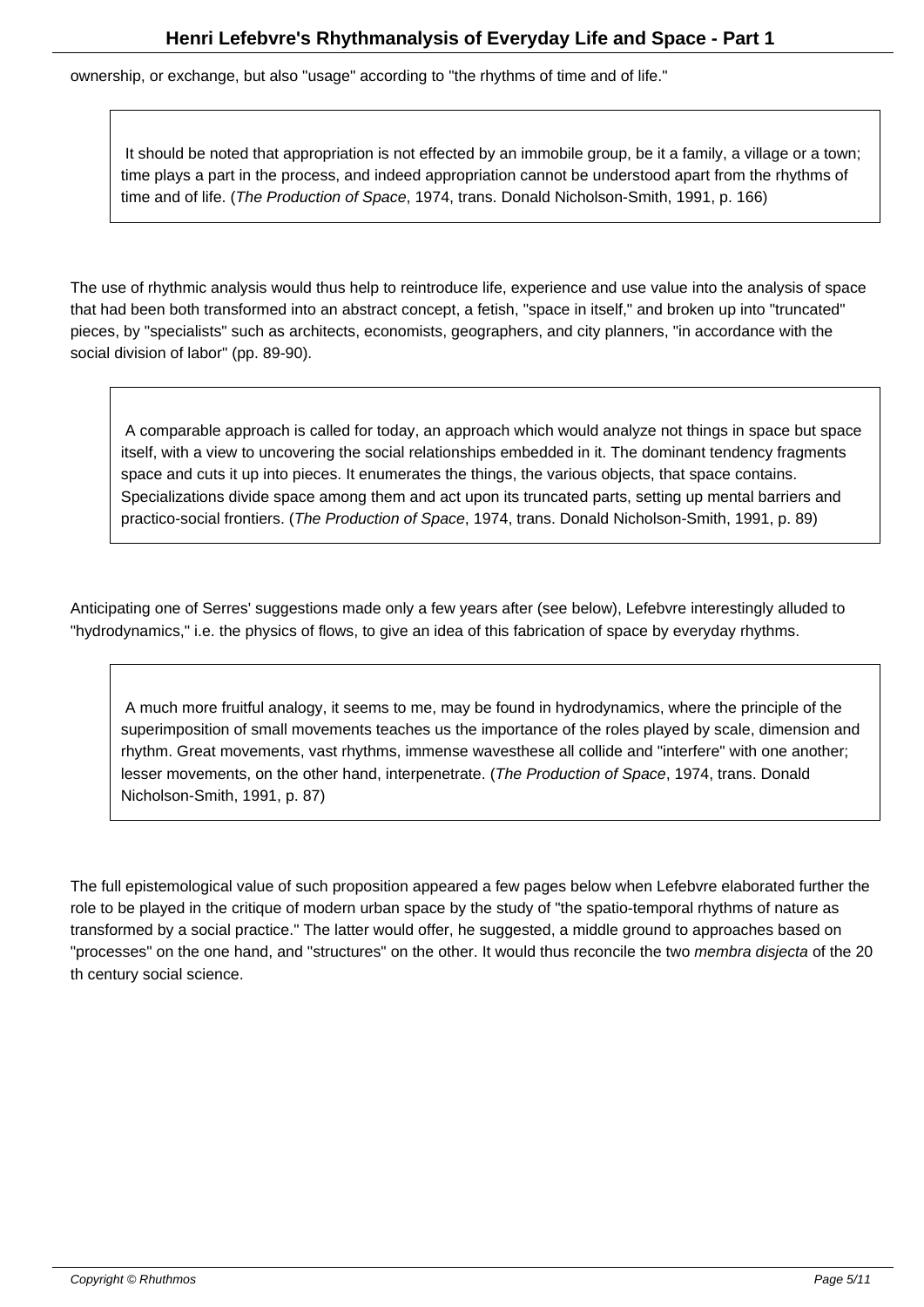ownership, or exchange, but also "usage" according to "the rhythms of time and of life."

> It should be noted that appropriation is not effected by an immobile group, be it a family, a village or a town; time plays a part in the process, and indeed appropriation cannot be understood apart from the rhythms of time and of life. (*The Production of Space*, 1974, trans. Donald Nicholson-Smith, 1991, p. 166)

The use of rhythmic analysis would thus help to reintroduce life, experience and use value into the analysis of space that had been both transformed into an abstract concept, a fetish, "space in itself," and broken up into "truncated" pieces, by "specialists" such as architects, economists, geographers, and city planners, "in accordance with the social division of labor" (pp. 89-90).

> A comparable approach is called for today, an approach which would analyze not things in space but space itself, with a view to uncovering the social relationships embedded in it. The dominant tendency fragments space and cuts it up into pieces. It enumerates the things, the various objects, that space contains. Specializations divide space among them and act upon its truncated parts, setting up mental barriers and practico-social frontiers. (*The Production of Space*, 1974, trans. Donald Nicholson-Smith, 1991, p. 89)

Anticipating one of Serres' suggestions made only a few years after (see below), Lefebvre interestingly alluded to "hydrodynamics," i.e. the physics of flows, to give an idea of this fabrication of space by everyday rhythms.

> A much more fruitful analogy, it seems to me, may be found in hydrodynamics, where the principle of the superimposition of small movements teaches us the importance of the roles played by scale, dimension and rhythm. Great movements, vast rhythms, immense wavesthese all collide and "interfere" with one another; lesser movements, on the other hand, interpenetrate. (*The Production of Space*, 1974, trans. Donald Nicholson-Smith, 1991, p. 87)

The full epistemological value of such proposition appeared a few pages below when Lefebvre elaborated further the role to be played in the critique of modern urban space by the study of "the spatio-temporal rhythms of nature as transformed by a social practice." The latter would offer, he suggested, a middle ground to approaches based on "processes" on the one hand, and "structures" on the other. It would thus reconcile the two *membra disjecta* of the 20 th century social science.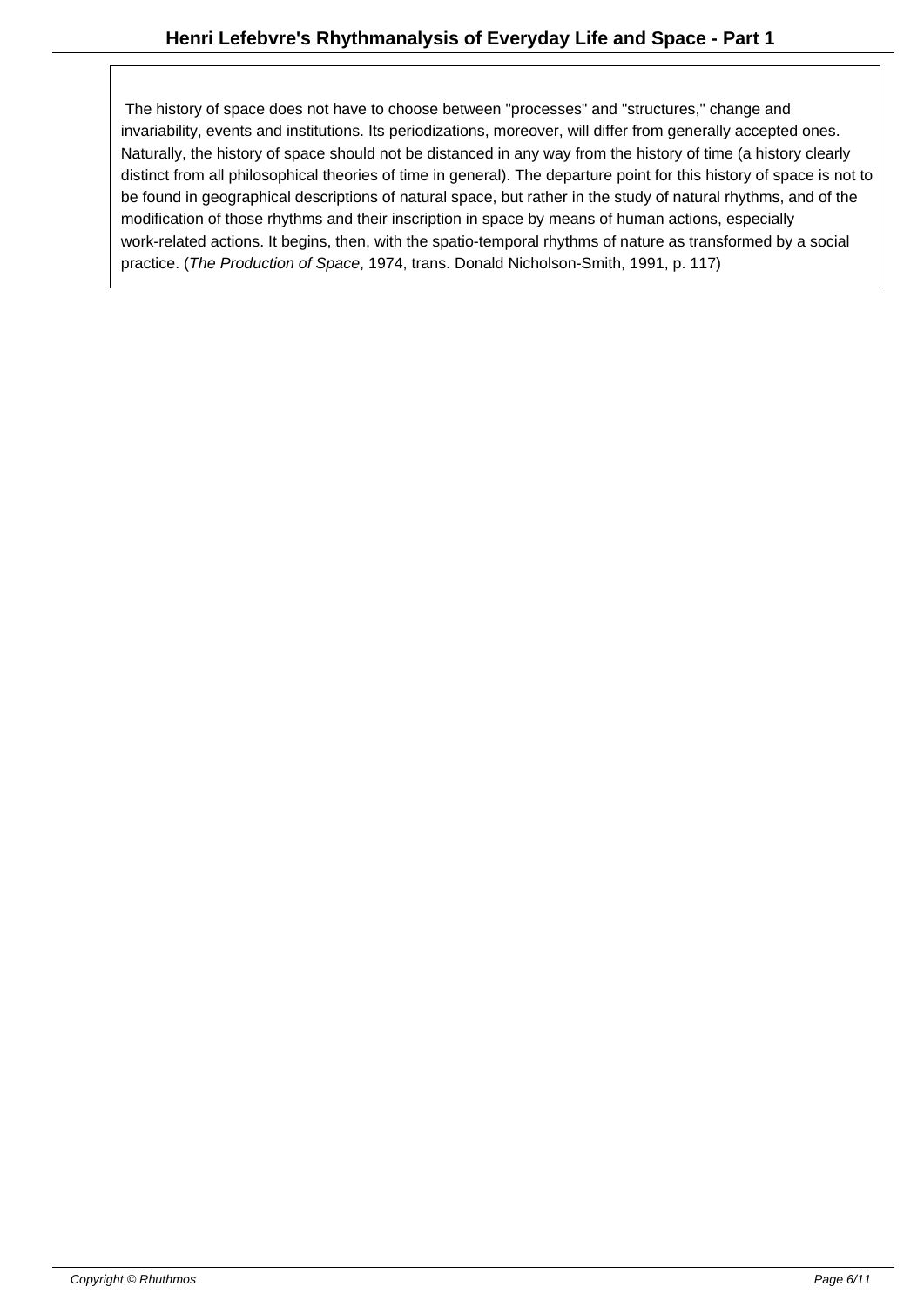> The history of space does not have to choose between "processes" and "structures," change and invariability, events and institutions. Its periodizations, moreover, will differ from generally accepted ones. Naturally, the history of space should not be distanced in any way from the history of time (a history clearly distinct from all philosophical theories of time in general). The departure point for this history of space is not to be found in geographical descriptions of natural space, but rather in the study of natural rhythms, and of the modification of those rhythms and their inscription in space by means of human actions, especially work-related actions. It begins, then, with the spatio-temporal rhythms of nature as transformed by a social practice. (*The Production of Space*, 1974, trans. Donald Nicholson-Smith, 1991, p. 117)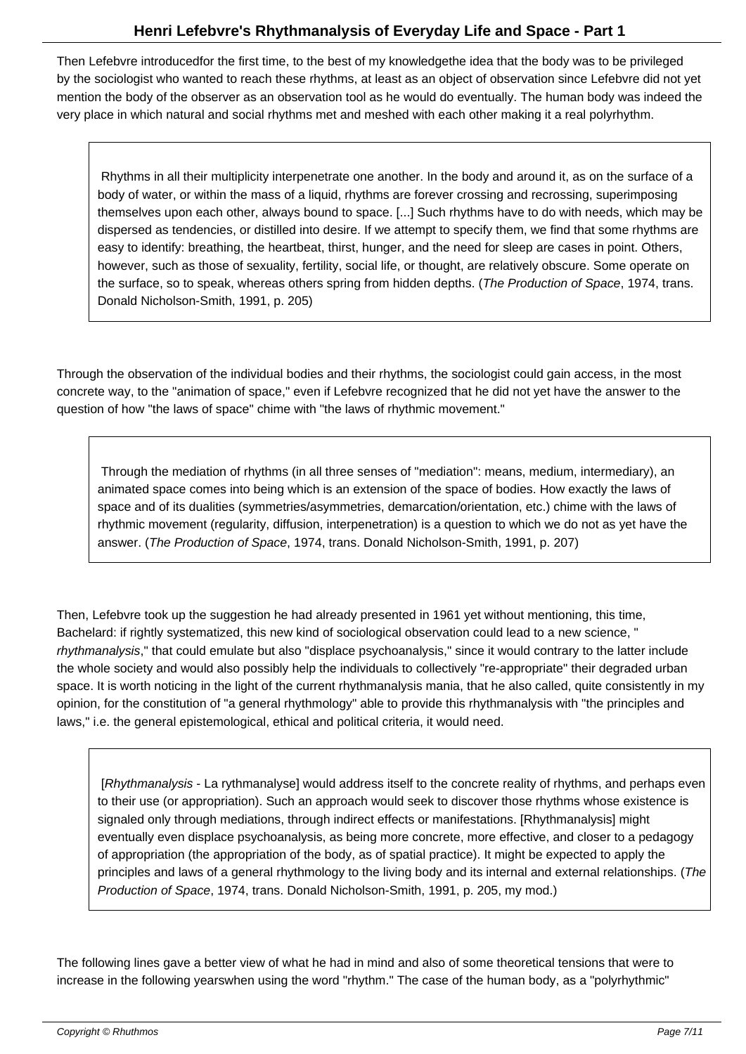Then Lefebvre introducedfor the first time, to the best of my knowledgethe idea that the body was to be privileged by the sociologist who wanted to reach these rhythms, at least as an object of observation since Lefebvre did not yet mention the body of the observer as an observation tool as he would do eventually. The human body was indeed the very place in which natural and social rhythms met and meshed with each other making it a real polyrhythm.

> Rhythms in all their multiplicity interpenetrate one another. In the body and around it, as on the surface of a body of water, or within the mass of a liquid, rhythms are forever crossing and recrossing, superimposing themselves upon each other, always bound to space. [...] Such rhythms have to do with needs, which may be dispersed as tendencies, or distilled into desire. If we attempt to specify them, we find that some rhythms are easy to identify: breathing, the heartbeat, thirst, hunger, and the need for sleep are cases in point. Others, however, such as those of sexuality, fertility, social life, or thought, are relatively obscure. Some operate on the surface, so to speak, whereas others spring from hidden depths. (*The Production of Space*, 1974, trans. Donald Nicholson-Smith, 1991, p. 205)

Through the observation of the individual bodies and their rhythms, the sociologist could gain access, in the most concrete way, to the "animation of space," even if Lefebvre recognized that he did not yet have the answer to the question of how "the laws of space" chime with "the laws of rhythmic movement."

> Through the mediation of rhythms (in all three senses of "mediation": means, medium, intermediary), an animated space comes into being which is an extension of the space of bodies. How exactly the laws of space and of its dualities (symmetries/asymmetries, demarcation/orientation, etc.) chime with the laws of rhythmic movement (regularity, diffusion, interpenetration) is a question to which we do not as yet have the answer. (*The Production of Space*, 1974, trans. Donald Nicholson-Smith, 1991, p. 207)

Then, Lefebvre took up the suggestion he had already presented in 1961 yet without mentioning, this time, Bachelard: if rightly systematized, this new kind of sociological observation could lead to a new science, "*rhythmanalysis*," that could emulate but also "displace psychoanalysis," since it would contrary to the latter include the whole society and would also possibly help the individuals to collectively "re-appropriate" their degraded urban space. It is worth noticing in the light of the current rhythmanalysis mania, that he also called, quite consistently in my opinion, for the constitution of "a general rhythmology" able to provide this rhythmanalysis with "the principles and laws," i.e. the general epistemological, ethical and political criteria, it would need.

> [*Rhythmanalysis* - La rythmanalyse] would address itself to the concrete reality of rhythms, and perhaps even to their use (or appropriation). Such an approach would seek to discover those rhythms whose existence is signaled only through mediations, through indirect effects or manifestations. [Rhythmanalysis] might eventually even displace psychoanalysis, as being more concrete, more effective, and closer to a pedagogy of appropriation (the appropriation of the body, as of spatial practice). It might be expected to apply the principles and laws of a general rhythmology to the living body and its internal and external relationships. (*The Production of Space*, 1974, trans. Donald Nicholson-Smith, 1991, p. 205, my mod.)

The following lines gave a better view of what he had in mind and also of some theoretical tensions that were to increase in the following yearswhen using the word "rhythm." The case of the human body, as a "polyrhythmic"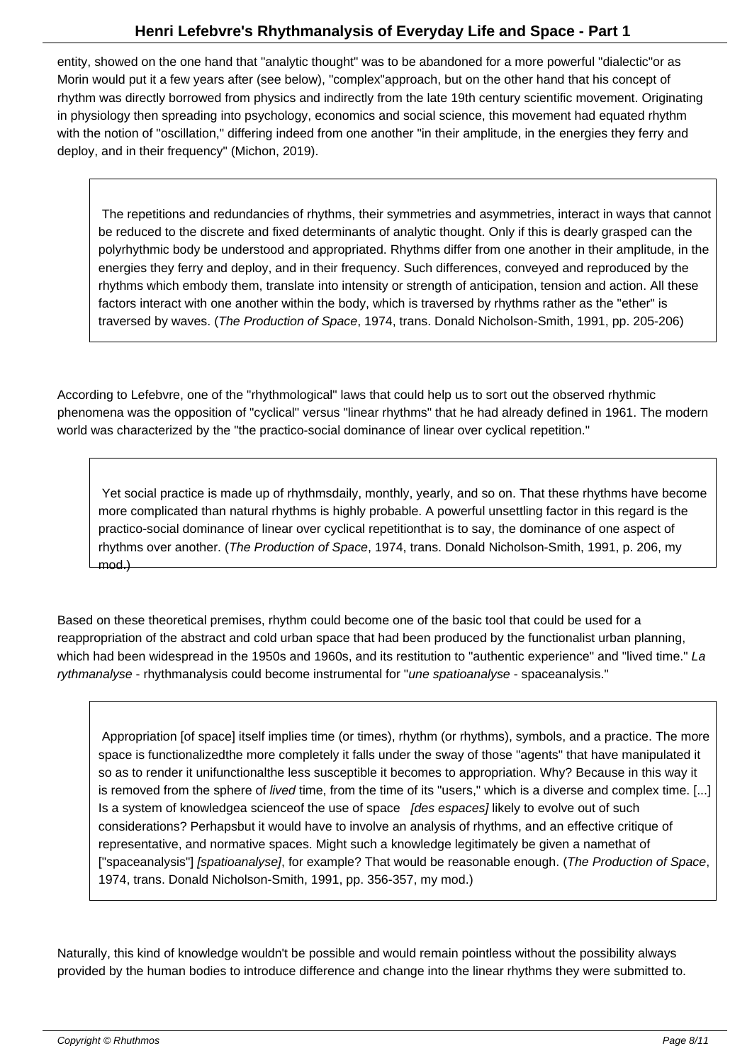entity, showed on the one hand that "analytic thought" was to be abandoned for a more powerful "dialectic"or as Morin would put it a few years after (see below), "complex"approach, but on the other hand that his concept of rhythm was directly borrowed from physics and indirectly from the late 19th century scientific movement. Originating in physiology then spreading into psychology, economics and social science, this movement had equated rhythm with the notion of "oscillation," differing indeed from one another "in their amplitude, in the energies they ferry and deploy, and in their frequency" (Michon, 2019).

> The repetitions and redundancies of rhythms, their symmetries and asymmetries, interact in ways that cannot be reduced to the discrete and fixed determinants of analytic thought. Only if this is dearly grasped can the polyrhythmic body be understood and appropriated. Rhythms differ from one another in their amplitude, in the energies they ferry and deploy, and in their frequency. Such differences, conveyed and reproduced by the rhythms which embody them, translate into intensity or strength of anticipation, tension and action. All these factors interact with one another within the body, which is traversed by rhythms rather as the "ether" is traversed by waves. (*The Production of Space*, 1974, trans. Donald Nicholson-Smith, 1991, pp. 205-206)

According to Lefebvre, one of the "rhythmological" laws that could help us to sort out the observed rhythmic phenomena was the opposition of "cyclical" versus "linear rhythms" that he had already defined in 1961. The modern world was characterized by the "the practico-social dominance of linear over cyclical repetition."

> Yet social practice is made up of rhythmsdaily, monthly, yearly, and so on. That these rhythms have become more complicated than natural rhythms is highly probable. A powerful unsettling factor in this regard is the practico-social dominance of linear over cyclical repetitionthat is to say, the dominance of one aspect of rhythms over another. (*The Production of Space*, 1974, trans. Donald Nicholson-Smith, 1991, p. 206, my mod.)

Based on these theoretical premises, rhythm could become one of the basic tool that could be used for a reappropriation of the abstract and cold urban space that had been produced by the functionalist urban planning, which had been widespread in the 1950s and 1960s, and its restitution to "authentic experience" and "lived time." *La rythmanalyse* - rhythmanalysis could become instrumental for "*une spatioanalyse* - spaceanalysis."

> Appropriation [of space] itself implies time (or times), rhythm (or rhythms), symbols, and a practice. The more space is functionalizedthe more completely it falls under the sway of those "agents" that have manipulated it so as to render it unifunctionalthe less susceptible it becomes to appropriation. Why? Because in this way it is removed from the sphere of *lived* time, from the time of its "users," which is a diverse and complex time. [...] Is a system of knowledgea scienceof the use of space *[des espaces]* likely to evolve out of such considerations? Perhapsbut it would have to involve an analysis of rhythms, and an effective critique of representative, and normative spaces. Might such a knowledge legitimately be given a namethat of ["spaceanalysis"] *[spatioanalyse]*, for example? That would be reasonable enough. (*The Production of Space*, 1974, trans. Donald Nicholson-Smith, 1991, pp. 356-357, my mod.)

Naturally, this kind of knowledge wouldn't be possible and would remain pointless without the possibility always provided by the human bodies to introduce difference and change into the linear rhythms they were submitted to.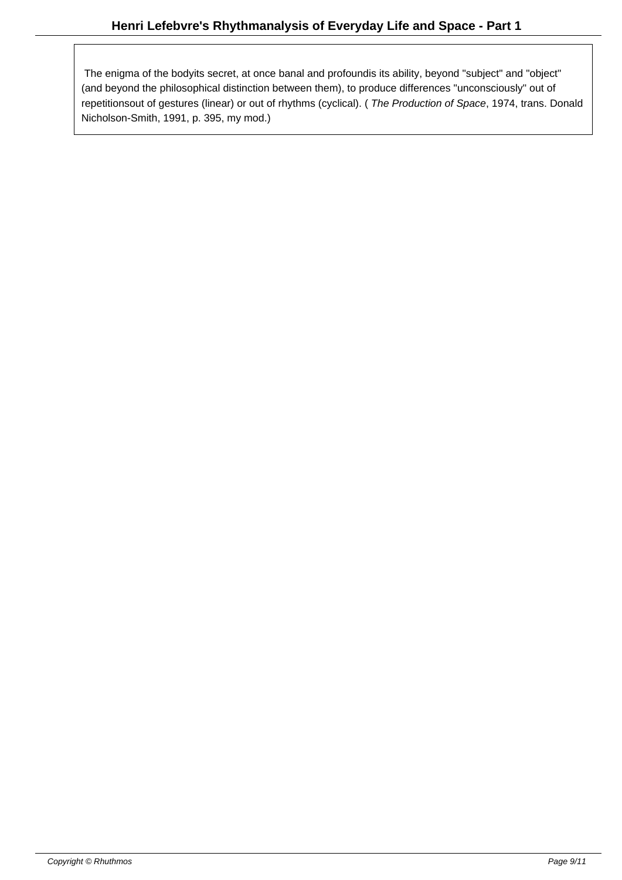> The enigma of the bodyits secret, at once banal and profoundis its ability, beyond "subject" and "object" (and beyond the philosophical distinction between them), to produce differences "unconsciously" out of repetitionsout of gestures (linear) or out of rhythms (cyclical). ( *The Production of Space*, 1974, trans. Donald Nicholson-Smith, 1991, p. 395, my mod.)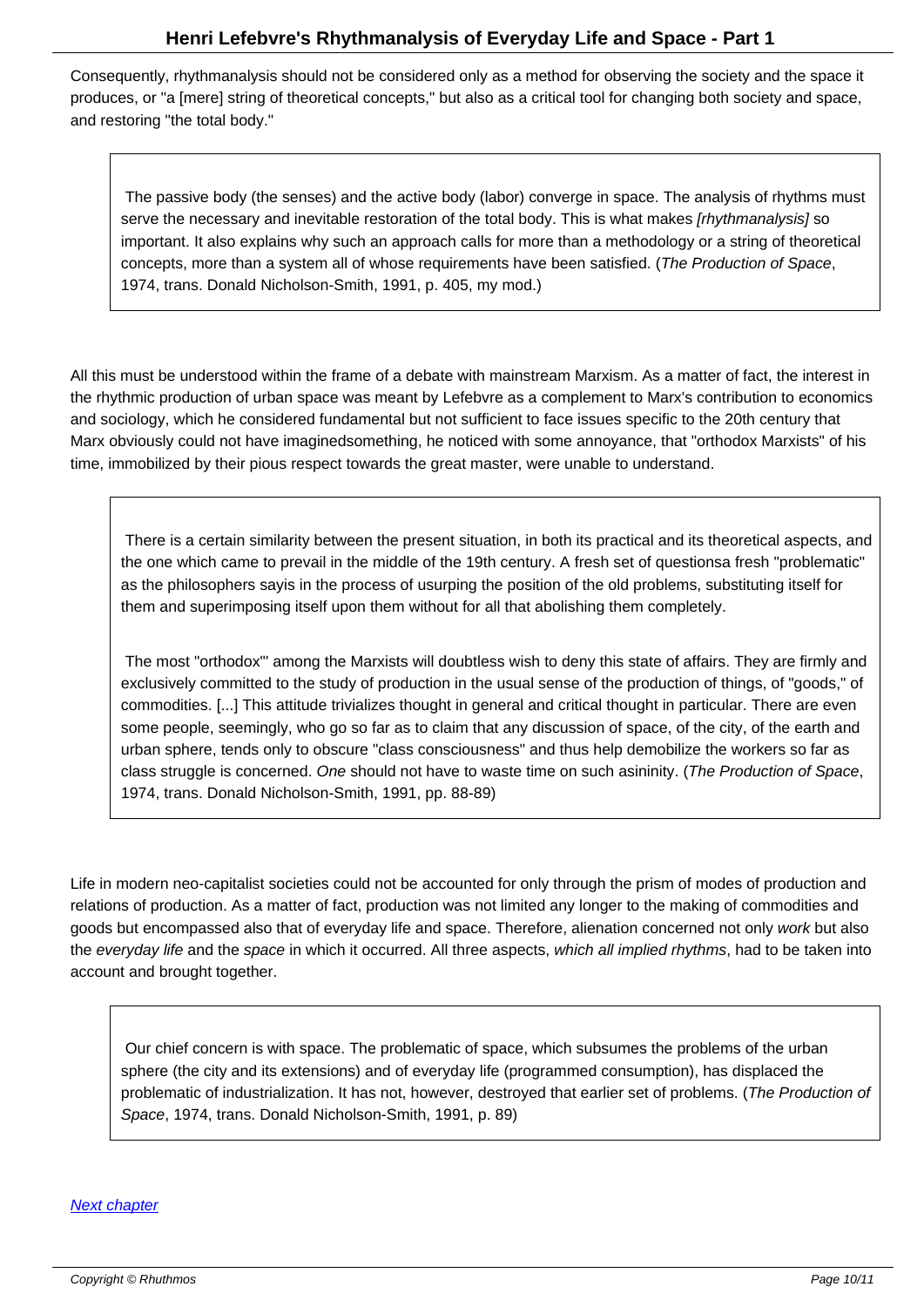Consequently, rhythmanalysis should not be considered only as a method for observing the society and the space it produces, or "a [mere] string of theoretical concepts," but also as a critical tool for changing both society and space, and restoring "the total body."

> The passive body (the senses) and the active body (labor) converge in space. The analysis of rhythms must serve the necessary and inevitable restoration of the total body. This is what makes *[rhythmanalysis]* so important. It also explains why such an approach calls for more than a methodology or a string of theoretical concepts, more than a system all of whose requirements have been satisfied. (*The Production of Space*, 1974, trans. Donald Nicholson-Smith, 1991, p. 405, my mod.)

All this must be understood within the frame of a debate with mainstream Marxism. As a matter of fact, the interest in the rhythmic production of urban space was meant by Lefebvre as a complement to Marx's contribution to economics and sociology, which he considered fundamental but not sufficient to face issues specific to the 20th century that Marx obviously could not have imaginedsomething, he noticed with some annoyance, that "orthodox Marxists" of his time, immobilized by their pious respect towards the great master, were unable to understand.

> There is a certain similarity between the present situation, in both its practical and its theoretical aspects, and the one which came to prevail in the middle of the 19th century. A fresh set of questionsa fresh "problematic" as the philosophers sayis in the process of usurping the position of the old problems, substituting itself for them and superimposing itself upon them without for all that abolishing them completely.
>
> The most "orthodox"' among the Marxists will doubtless wish to deny this state of affairs. They are firmly and exclusively committed to the study of production in the usual sense of the production of things, of "goods," of commodities. [...] This attitude trivializes thought in general and critical thought in particular. There are even some people, seemingly, who go so far as to claim that any discussion of space, of the city, of the earth and urban sphere, tends only to obscure "class consciousness" and thus help demobilize the workers so far as class struggle is concerned. *One* should not have to waste time on such asininity. (*The Production of Space*, 1974, trans. Donald Nicholson-Smith, 1991, pp. 88-89)

Life in modern neo-capitalist societies could not be accounted for only through the prism of modes of production and relations of production. As a matter of fact, production was not limited any longer to the making of commodities and goods but encompassed also that of everyday life and space. Therefore, alienation concerned not only *work* but also the *everyday life* and the *space* in which it occurred. All three aspects, *which all implied rhythms*, had to be taken into account and brought together.

> Our chief concern is with space. The problematic of space, which subsumes the problems of the urban sphere (the city and its extensions) and of everyday life (programmed consumption), has displaced the problematic of industrialization. It has not, however, destroyed that earlier set of problems. (*The Production of Space*, 1974, trans. Donald Nicholson-Smith, 1991, p. 89)

Next chapter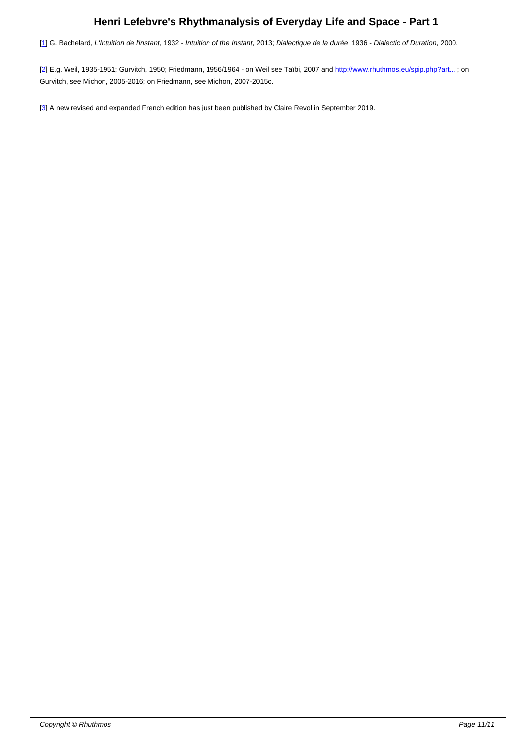[1] G. Bachelard, *L'Intuition de l'instant*, 1932 - *Intuition of the Instant*, 2013; *Dialectique de la durée*, 1936 - *Dialectic of Duration*, 2000.

[2] E.g. Weil, 1935-1951; Gurvitch, 1950; Friedmann, 1956/1964 - on Weil see Taïbi, 2007 and http://www.rhuthmos.eu/spip.php?art... ; on Gurvitch, see Michon, 2005-2016; on Friedmann, see Michon, 2007-2015c.

[3] A new revised and expanded French edition has just been published by Claire Revol in September 2019.